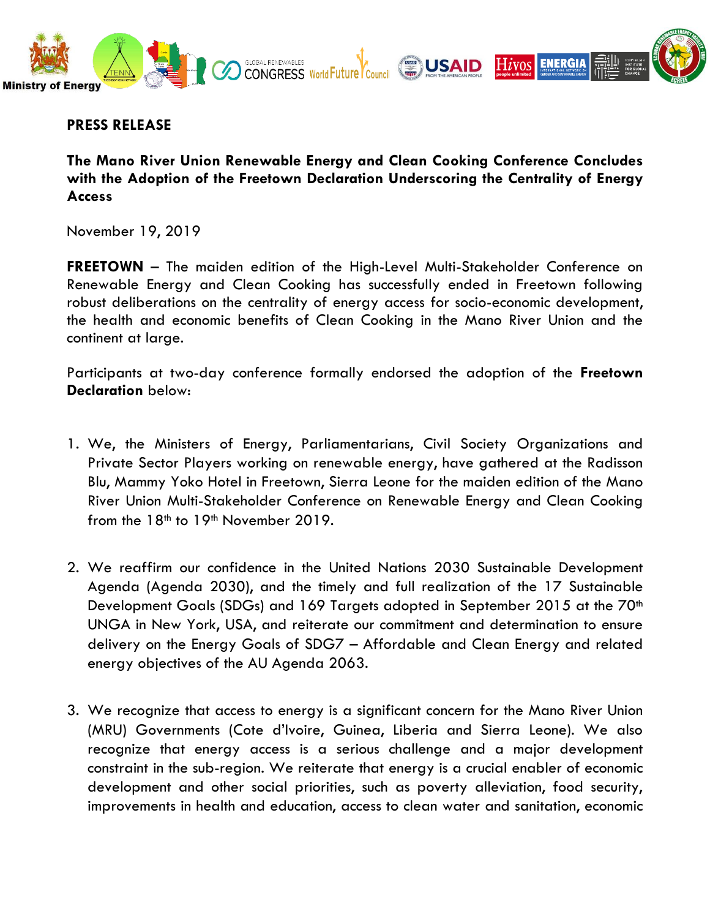Ministry of Energy

**PRESS RELEASE**

**The Mano River Union Renewable Energy and Clean Cooking Conference Concludes with the Adoption of the Freetown Declaration Underscoring the Centrality of Energy Access**

November 19, 2019

**FREETOWN** – The maiden edition of the High-Level Multi-Stakeholder Conference on Renewable Energy and Clean Cooking has successfully ended in Freetown following robust deliberations on the centrality of energy access for socio-economic development, the health and economic benefits of Clean Cooking in the Mano River Union and the continent at large.

Participants at two-day conference formally endorsed the adoption of the **Freetown Declaration** below:

1. We, the Ministers of Energy, Parliamentarians, Civil Society Organizations and Private Sector Players working on renewable energy, have gathered at the Radisson Blu, Mammy Yoko Hotel in Freetown, Sierra Leone for the maiden edition of the Mano River Union Multi-Stakeholder Conference on Renewable Energy and Clean Cooking from the 18th to 19th November 2019.

2. We reaffirm our confidence in the United Nations 2030 Sustainable Development Agenda (Agenda 2030), and the timely and full realization of the 17 Sustainable Development Goals (SDGs) and 169 Targets adopted in September 2015 at the 70th UNGA in New York, USA, and reiterate our commitment and determination to ensure delivery on the Energy Goals of SDG7 – Affordable and Clean Energy and related energy objectives of the AU Agenda 2063.

3. We recognize that access to energy is a significant concern for the Mano River Union (MRU) Governments (Cote d'Ivoire, Guinea, Liberia and Sierra Leone). We also recognize that energy access is a serious challenge and a major development constraint in the sub-region. We reiterate that energy is a crucial enabler of economic development and other social priorities, such as poverty alleviation, food security, improvements in health and education, access to clean water and sanitation, economic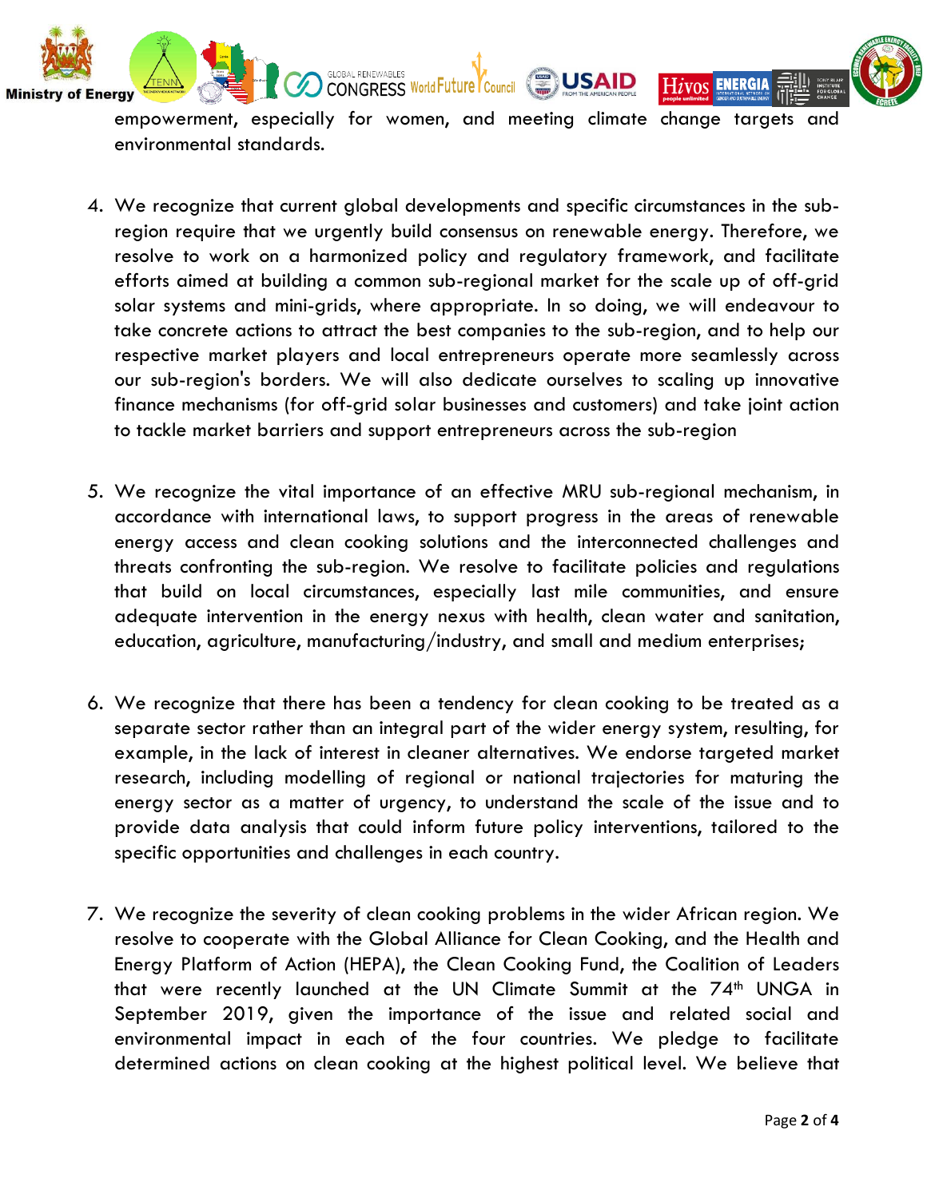empowerment, especially for women, and meeting climate change targets and environmental standards.

4. We recognize that current global developments and specific circumstances in the sub-region require that we urgently build consensus on renewable energy. Therefore, we resolve to work on a harmonized policy and regulatory framework, and facilitate efforts aimed at building a common sub-regional market for the scale up of off-grid solar systems and mini-grids, where appropriate. In so doing, we will endeavour to take concrete actions to attract the best companies to the sub-region, and to help our respective market players and local entrepreneurs operate more seamlessly across our sub-region's borders. We will also dedicate ourselves to scaling up innovative finance mechanisms (for off-grid solar businesses and customers) and take joint action to tackle market barriers and support entrepreneurs across the sub-region

5. We recognize the vital importance of an effective MRU sub-regional mechanism, in accordance with international laws, to support progress in the areas of renewable energy access and clean cooking solutions and the interconnected challenges and threats confronting the sub-region. We resolve to facilitate policies and regulations that build on local circumstances, especially last mile communities, and ensure adequate intervention in the energy nexus with health, clean water and sanitation, education, agriculture, manufacturing/industry, and small and medium enterprises;

6. We recognize that there has been a tendency for clean cooking to be treated as a separate sector rather than an integral part of the wider energy system, resulting, for example, in the lack of interest in cleaner alternatives. We endorse targeted market research, including modelling of regional or national trajectories for maturing the energy sector as a matter of urgency, to understand the scale of the issue and to provide data analysis that could inform future policy interventions, tailored to the specific opportunities and challenges in each country.

7. We recognize the severity of clean cooking problems in the wider African region. We resolve to cooperate with the Global Alliance for Clean Cooking, and the Health and Energy Platform of Action (HEPA), the Clean Cooking Fund, the Coalition of Leaders that were recently launched at the UN Climate Summit at the 74th UNGA in September 2019, given the importance of the issue and related social and environmental impact in each of the four countries. We pledge to facilitate determined actions on clean cooking at the highest political level. We believe that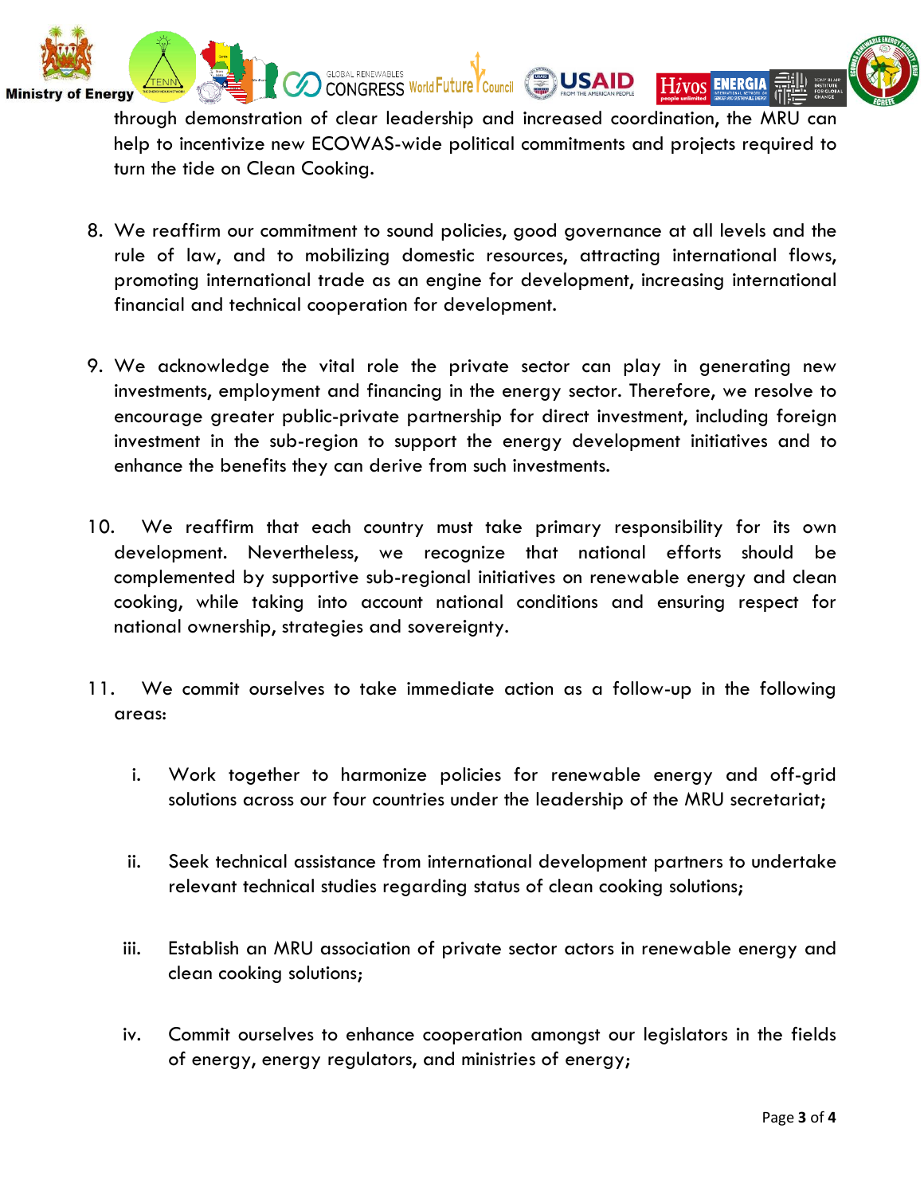through demonstration of clear leadership and increased coordination, the MRU can help to incentivize new ECOWAS-wide political commitments and projects required to turn the tide on Clean Cooking.

8. We reaffirm our commitment to sound policies, good governance at all levels and the rule of law, and to mobilizing domestic resources, attracting international flows, promoting international trade as an engine for development, increasing international financial and technical cooperation for development.

9. We acknowledge the vital role the private sector can play in generating new investments, employment and financing in the energy sector. Therefore, we resolve to encourage greater public-private partnership for direct investment, including foreign investment in the sub-region to support the energy development initiatives and to enhance the benefits they can derive from such investments.

10. We reaffirm that each country must take primary responsibility for its own development. Nevertheless, we recognize that national efforts should be complemented by supportive sub-regional initiatives on renewable energy and clean cooking, while taking into account national conditions and ensuring respect for national ownership, strategies and sovereignty.

11. We commit ourselves to take immediate action as a follow-up in the following areas:

    i. Work together to harmonize policies for renewable energy and off-grid solutions across our four countries under the leadership of the MRU secretariat;

    ii. Seek technical assistance from international development partners to undertake relevant technical studies regarding status of clean cooking solutions;

    iii. Establish an MRU association of private sector actors in renewable energy and clean cooking solutions;

    iv. Commit ourselves to enhance cooperation amongst our legislators in the fields of energy, energy regulators, and ministries of energy;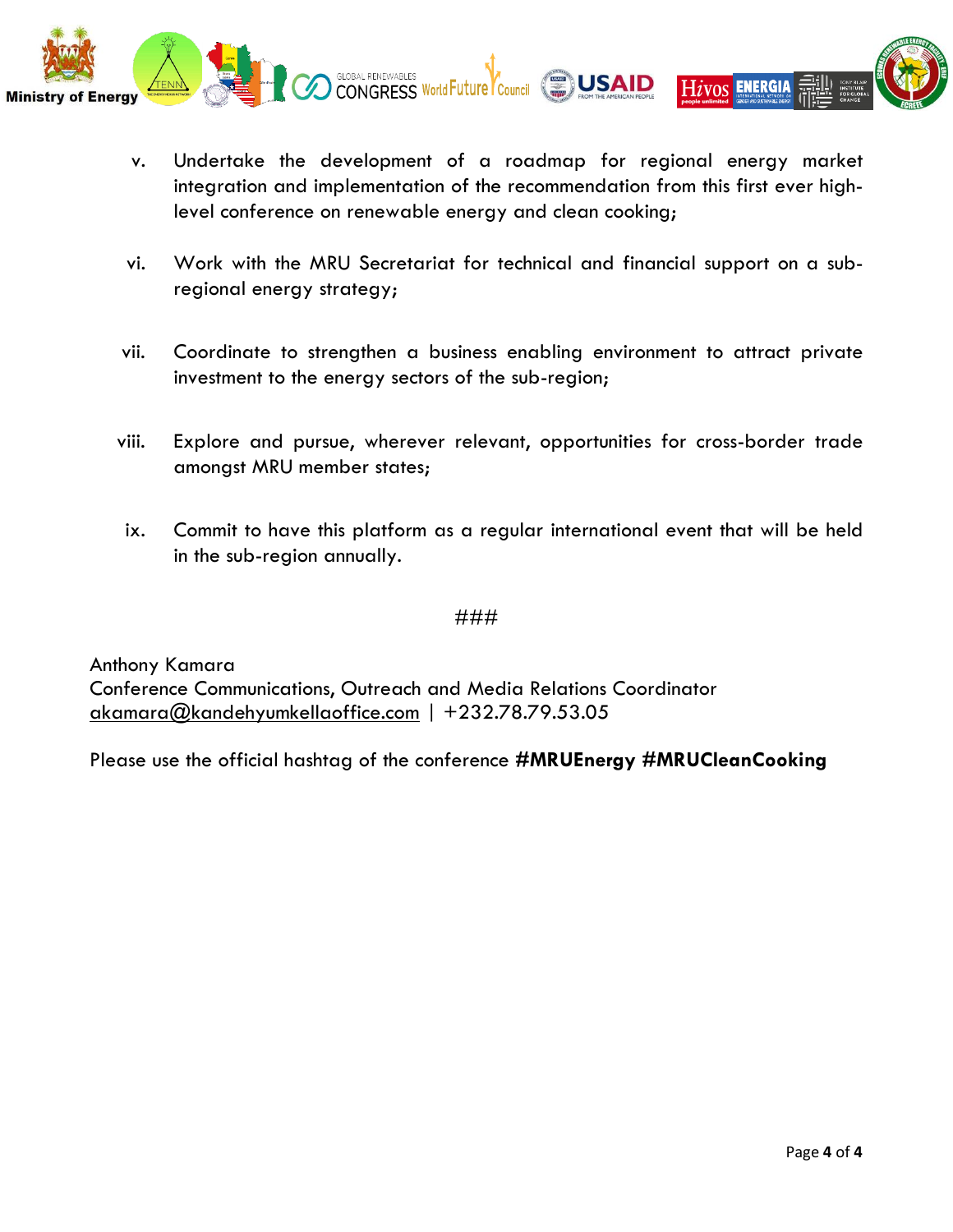v. Undertake the development of a roadmap for regional energy market integration and implementation of the recommendation from this first ever high-level conference on renewable energy and clean cooking;

vi. Work with the MRU Secretariat for technical and financial support on a sub-regional energy strategy;

vii. Coordinate to strengthen a business enabling environment to attract private investment to the energy sectors of the sub-region;

viii. Explore and pursue, wherever relevant, opportunities for cross-border trade amongst MRU member states;

ix. Commit to have this platform as a regular international event that will be held in the sub-region annually.

###

Anthony Kamara
Conference Communications, Outreach and Media Relations Coordinator
akamara@kandehyumkellaoffice.com | +232.78.79.53.05

Please use the official hashtag of the conference **#MRUEnergy #MRUCleanCooking**